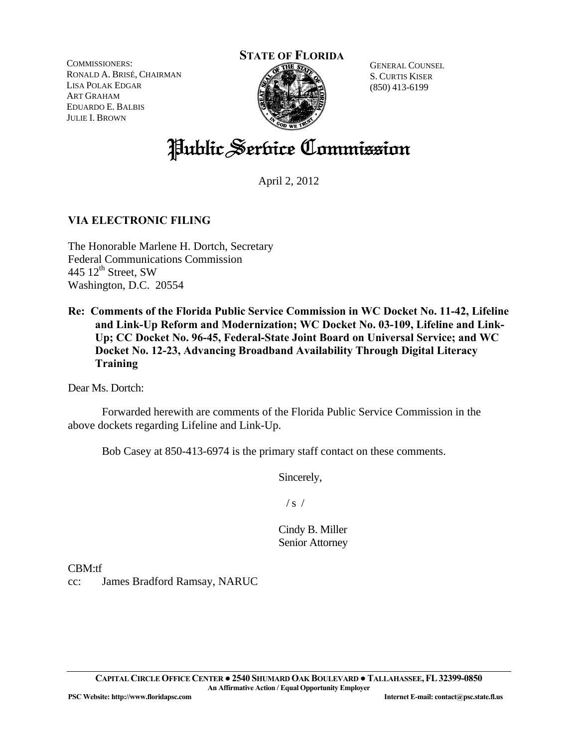COMMISSIONERS:
RONALD A. BRISÉ, CHAIRMAN
LISA POLAK EDGAR
ART GRAHAM
EDUARDO E. BALBIS
JULIE I. BROWN

**STATE OF FLORIDA**

GENERAL COUNSEL
S. CURTIS KISER
(850) 413-6199

# Public Service Commission

April 2, 2012

**VIA ELECTRONIC FILING**

The Honorable Marlene H. Dortch, Secretary
Federal Communications Commission
445 12th Street, SW
Washington, D.C. 20554

**Re: Comments of the Florida Public Service Commission in WC Docket No. 11-42, Lifeline and Link-Up Reform and Modernization; WC Docket No. 03-109, Lifeline and Link-Up; CC Docket No. 96-45, Federal-State Joint Board on Universal Service; and WC Docket No. 12-23, Advancing Broadband Availability Through Digital Literacy Training**

Dear Ms. Dortch:

Forwarded herewith are comments of the Florida Public Service Commission in the above dockets regarding Lifeline and Link-Up.

Bob Casey at 850-413-6974 is the primary staff contact on these comments.

Sincerely,

/ s /

Cindy B. Miller
Senior Attorney

CBM:tf
cc: James Bradford Ramsay, NARUC

**CAPITAL CIRCLE OFFICE CENTER ● 2540 SHUMARD OAK BOULEVARD ● TALLAHASSEE, FL 32399-0850**
**An Affirmative Action / Equal Opportunity Employer**
**PSC Website: http://www.floridapsc.com** **Internet E-mail: contact@psc.state.fl.us**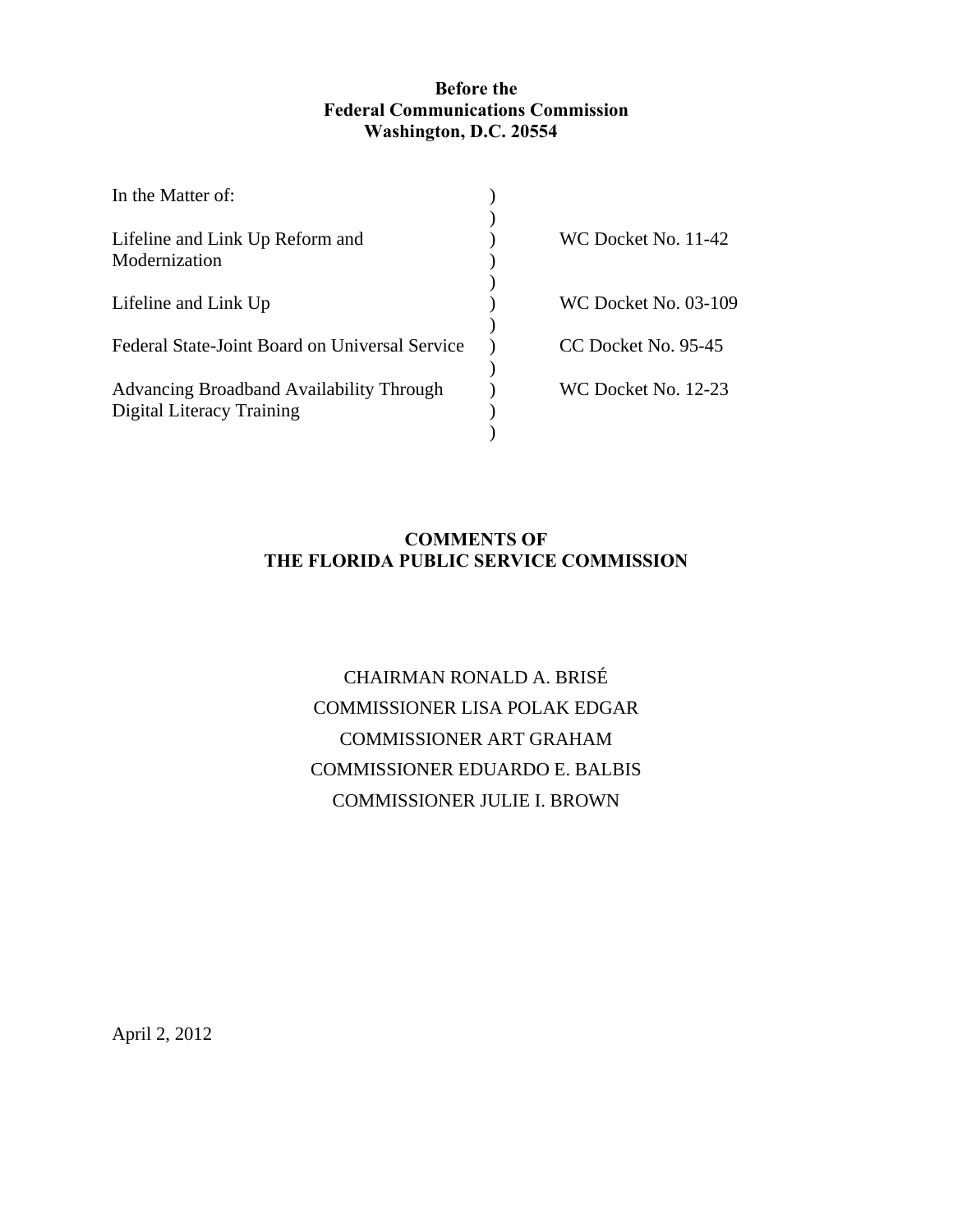**Before the**
**Federal Communications Commission**
**Washington, D.C. 20554**

| In the Matter of: | ) | |
|---|---|---|
| | ) | |
| Lifeline and Link Up Reform and Modernization | ) | WC Docket No. 11-42 |
| | ) | |
| Lifeline and Link Up | ) | WC Docket No. 03-109 |
| | ) | |
| Federal State-Joint Board on Universal Service | ) | CC Docket No. 95-45 |
| | ) | |
| Advancing Broadband Availability Through Digital Literacy Training | ) | WC Docket No. 12-23 |
| | ) | |

**COMMENTS OF**
**THE FLORIDA PUBLIC SERVICE COMMISSION**

CHAIRMAN RONALD A. BRISÉ
COMMISSIONER LISA POLAK EDGAR
COMMISSIONER ART GRAHAM
COMMISSIONER EDUARDO E. BALBIS
COMMISSIONER JULIE I. BROWN

April 2, 2012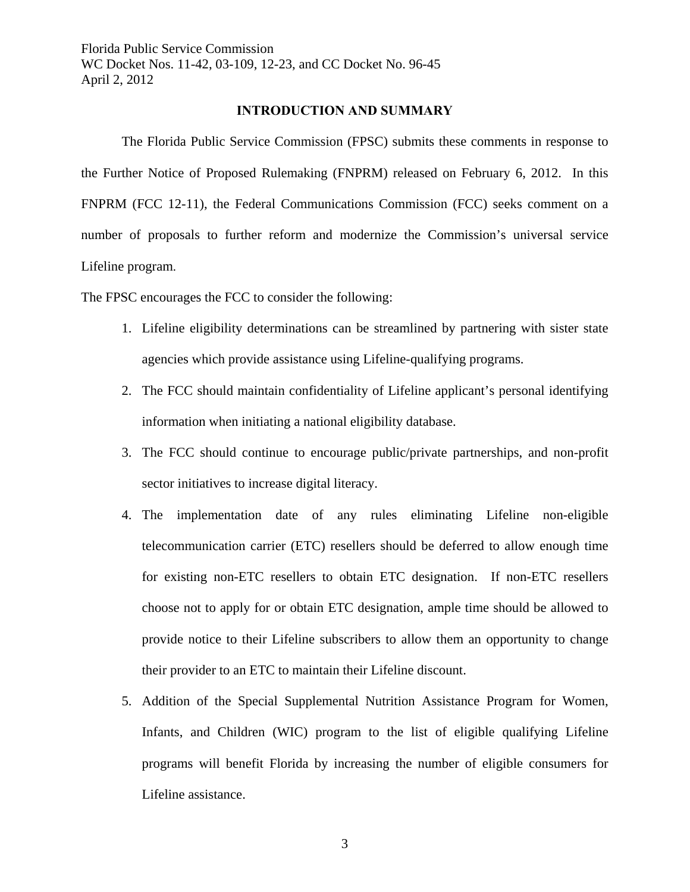## INTRODUCTION AND SUMMARY

The Florida Public Service Commission (FPSC) submits these comments in response to the Further Notice of Proposed Rulemaking (FNPRM) released on February 6, 2012. In this FNPRM (FCC 12-11), the Federal Communications Commission (FCC) seeks comment on a number of proposals to further reform and modernize the Commission's universal service Lifeline program.

The FPSC encourages the FCC to consider the following:

1. Lifeline eligibility determinations can be streamlined by partnering with sister state agencies which provide assistance using Lifeline-qualifying programs.
2. The FCC should maintain confidentiality of Lifeline applicant's personal identifying information when initiating a national eligibility database.
3. The FCC should continue to encourage public/private partnerships, and non-profit sector initiatives to increase digital literacy.
4. The implementation date of any rules eliminating Lifeline non-eligible telecommunication carrier (ETC) resellers should be deferred to allow enough time for existing non-ETC resellers to obtain ETC designation. If non-ETC resellers choose not to apply for or obtain ETC designation, ample time should be allowed to provide notice to their Lifeline subscribers to allow them an opportunity to change their provider to an ETC to maintain their Lifeline discount.
5. Addition of the Special Supplemental Nutrition Assistance Program for Women, Infants, and Children (WIC) program to the list of eligible qualifying Lifeline programs will benefit Florida by increasing the number of eligible consumers for Lifeline assistance.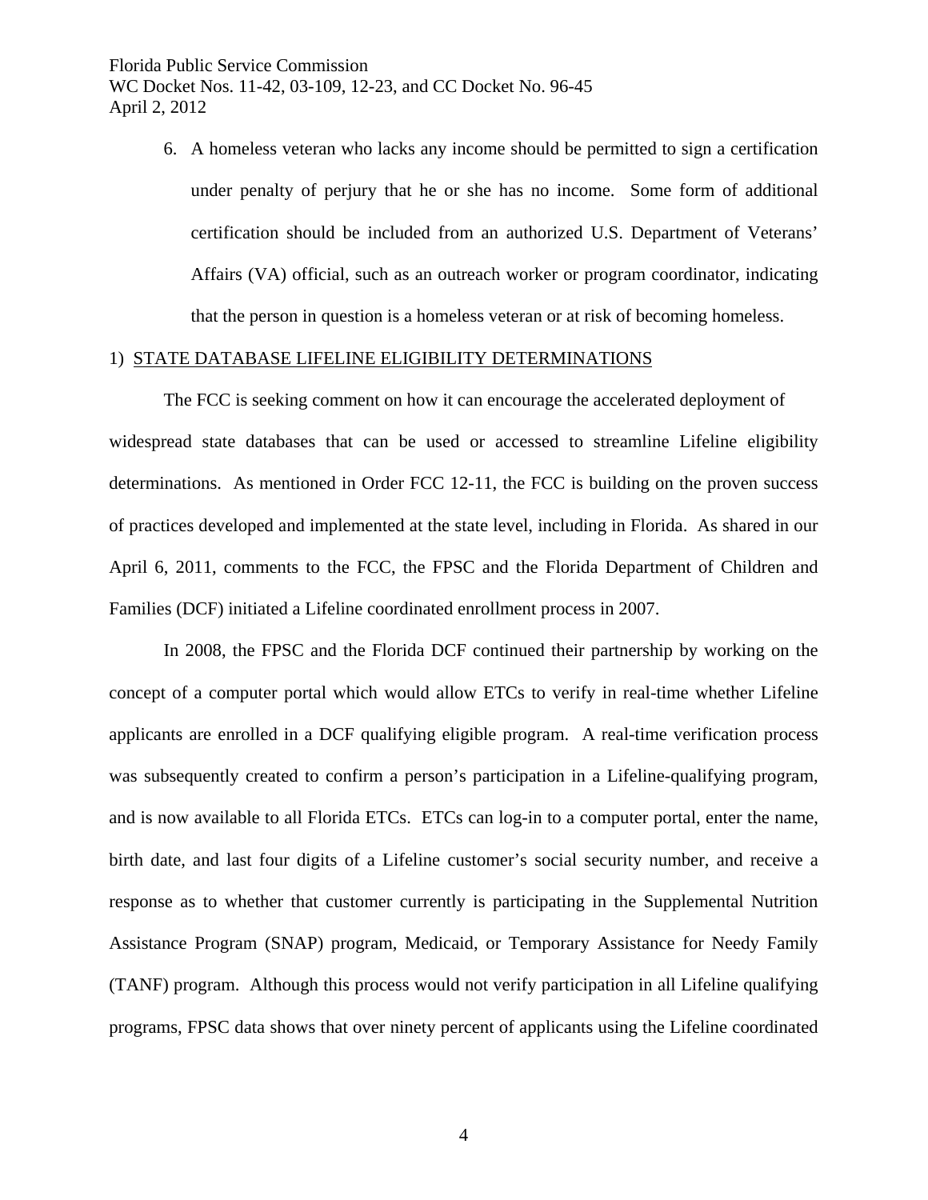6. A homeless veteran who lacks any income should be permitted to sign a certification under penalty of perjury that he or she has no income. Some form of additional certification should be included from an authorized U.S. Department of Veterans' Affairs (VA) official, such as an outreach worker or program coordinator, indicating that the person in question is a homeless veteran or at risk of becoming homeless.

1) <u>STATE DATABASE LIFELINE ELIGIBILITY DETERMINATIONS</u>

The FCC is seeking comment on how it can encourage the accelerated deployment of widespread state databases that can be used or accessed to streamline Lifeline eligibility determinations. As mentioned in Order FCC 12-11, the FCC is building on the proven success of practices developed and implemented at the state level, including in Florida. As shared in our April 6, 2011, comments to the FCC, the FPSC and the Florida Department of Children and Families (DCF) initiated a Lifeline coordinated enrollment process in 2007.

In 2008, the FPSC and the Florida DCF continued their partnership by working on the concept of a computer portal which would allow ETCs to verify in real-time whether Lifeline applicants are enrolled in a DCF qualifying eligible program. A real-time verification process was subsequently created to confirm a person's participation in a Lifeline-qualifying program, and is now available to all Florida ETCs. ETCs can log-in to a computer portal, enter the name, birth date, and last four digits of a Lifeline customer's social security number, and receive a response as to whether that customer currently is participating in the Supplemental Nutrition Assistance Program (SNAP) program, Medicaid, or Temporary Assistance for Needy Family (TANF) program. Although this process would not verify participation in all Lifeline qualifying programs, FPSC data shows that over ninety percent of applicants using the Lifeline coordinated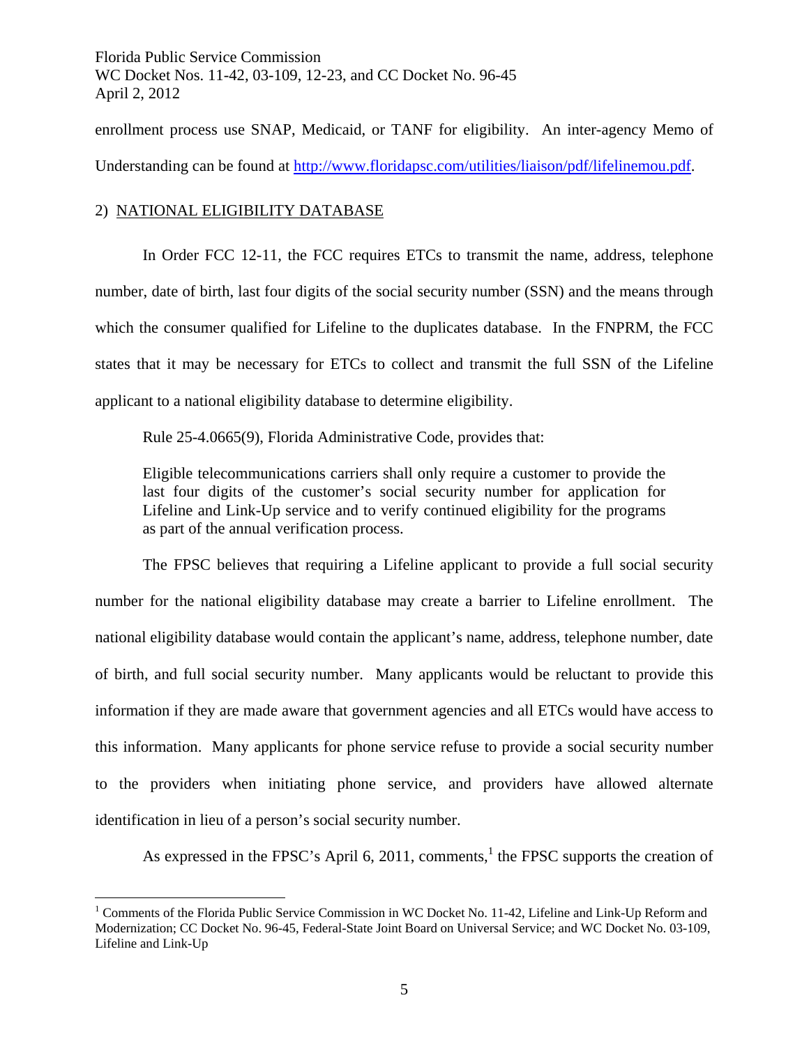enrollment process use SNAP, Medicaid, or TANF for eligibility. An inter-agency Memo of Understanding can be found at http://www.floridapsc.com/utilities/liaison/pdf/lifelinemou.pdf.

2) NATIONAL ELIGIBILITY DATABASE

In Order FCC 12-11, the FCC requires ETCs to transmit the name, address, telephone number, date of birth, last four digits of the social security number (SSN) and the means through which the consumer qualified for Lifeline to the duplicates database. In the FNPRM, the FCC states that it may be necessary for ETCs to collect and transmit the full SSN of the Lifeline applicant to a national eligibility database to determine eligibility.

Rule 25-4.0665(9), Florida Administrative Code, provides that:

> Eligible telecommunications carriers shall only require a customer to provide the last four digits of the customer's social security number for application for Lifeline and Link-Up service and to verify continued eligibility for the programs as part of the annual verification process.

The FPSC believes that requiring a Lifeline applicant to provide a full social security number for the national eligibility database may create a barrier to Lifeline enrollment. The national eligibility database would contain the applicant's name, address, telephone number, date of birth, and full social security number. Many applicants would be reluctant to provide this information if they are made aware that government agencies and all ETCs would have access to this information. Many applicants for phone service refuse to provide a social security number to the providers when initiating phone service, and providers have allowed alternate identification in lieu of a person's social security number.

As expressed in the FPSC's April 6, 2011, comments,[1] the FPSC supports the creation of

[1] Comments of the Florida Public Service Commission in WC Docket No. 11-42, Lifeline and Link-Up Reform and Modernization; CC Docket No. 96-45, Federal-State Joint Board on Universal Service; and WC Docket No. 03-109, Lifeline and Link-Up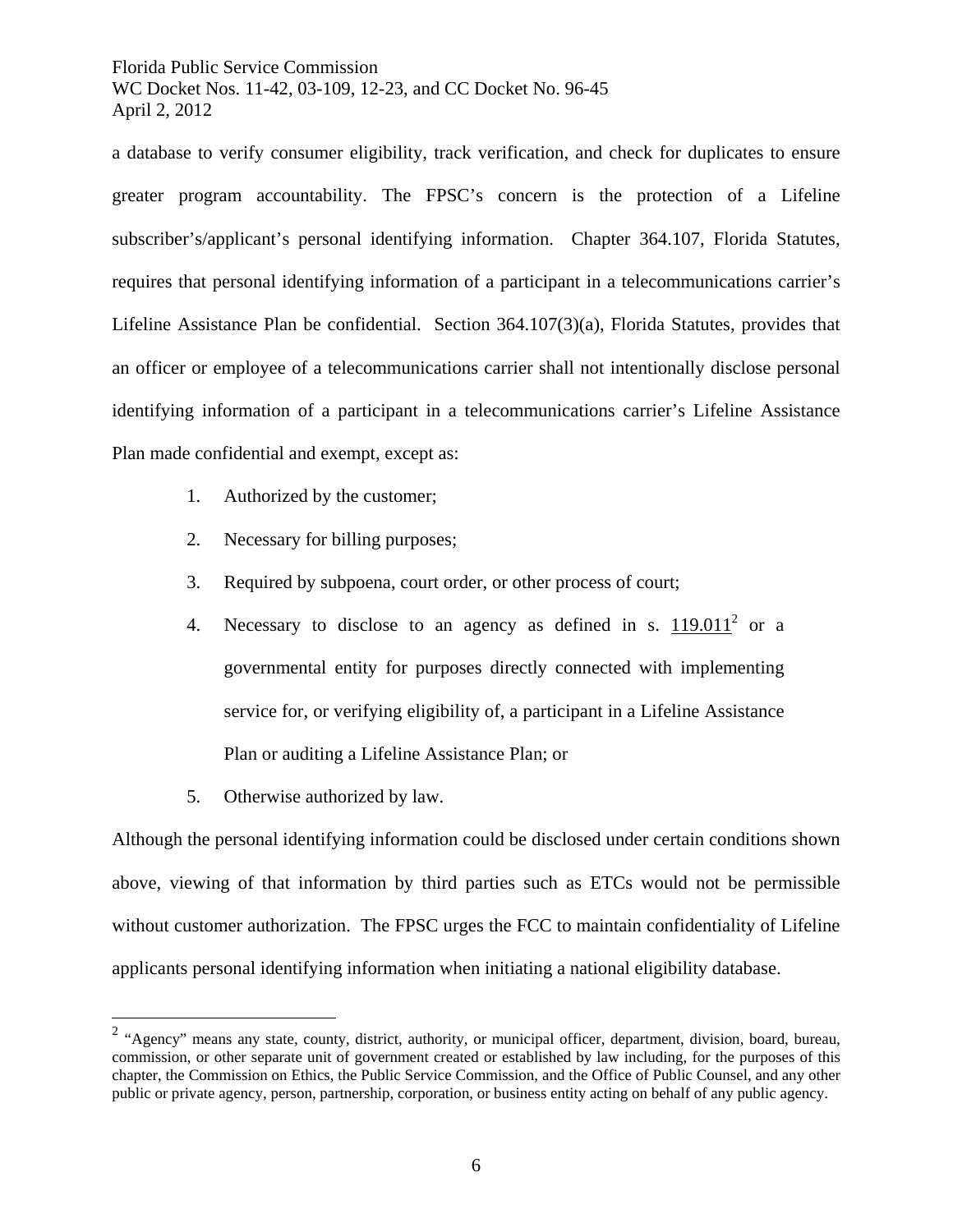a database to verify consumer eligibility, track verification, and check for duplicates to ensure greater program accountability. The FPSC's concern is the protection of a Lifeline subscriber's/applicant's personal identifying information. Chapter 364.107, Florida Statutes, requires that personal identifying information of a participant in a telecommunications carrier's Lifeline Assistance Plan be confidential. Section 364.107(3)(a), Florida Statutes, provides that an officer or employee of a telecommunications carrier shall not intentionally disclose personal identifying information of a participant in a telecommunications carrier's Lifeline Assistance Plan made confidential and exempt, except as:

1. Authorized by the customer;
2. Necessary for billing purposes;
3. Required by subpoena, court order, or other process of court;
4. Necessary to disclose to an agency as defined in s. 119.011[2] or a governmental entity for purposes directly connected with implementing service for, or verifying eligibility of, a participant in a Lifeline Assistance Plan or auditing a Lifeline Assistance Plan; or
5. Otherwise authorized by law.

Although the personal identifying information could be disclosed under certain conditions shown above, viewing of that information by third parties such as ETCs would not be permissible without customer authorization. The FPSC urges the FCC to maintain confidentiality of Lifeline applicants personal identifying information when initiating a national eligibility database.

---

[2] "Agency" means any state, county, district, authority, or municipal officer, department, division, board, bureau, commission, or other separate unit of government created or established by law including, for the purposes of this chapter, the Commission on Ethics, the Public Service Commission, and the Office of Public Counsel, and any other public or private agency, person, partnership, corporation, or business entity acting on behalf of any public agency.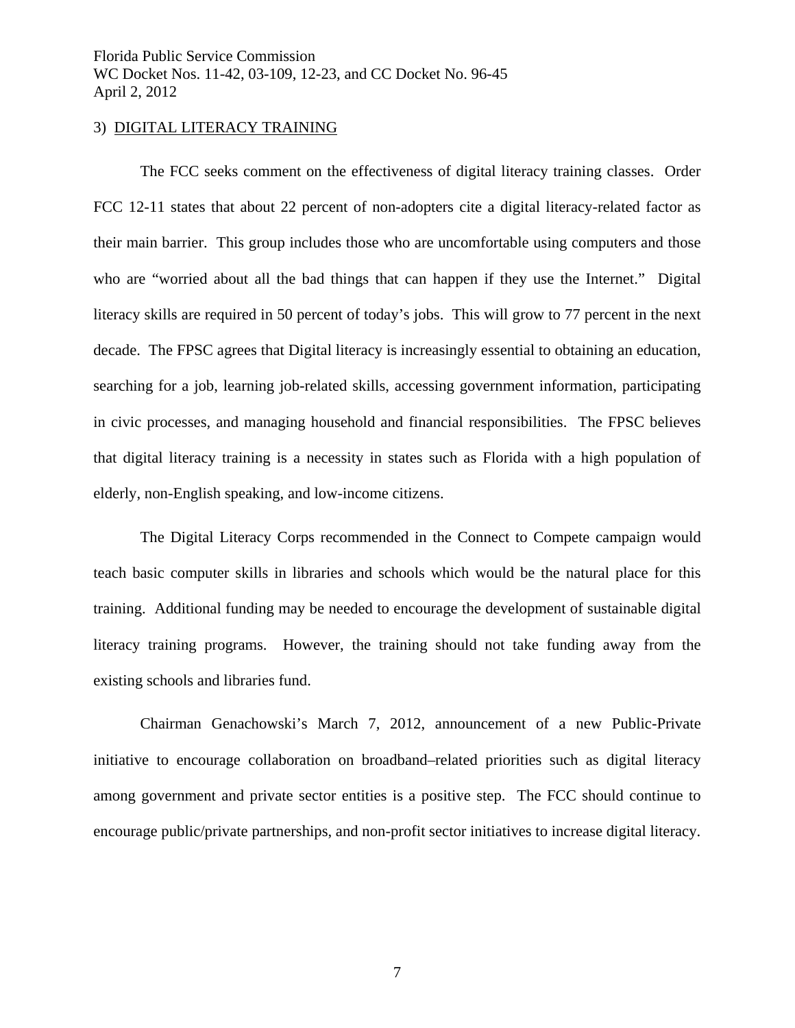### 3) DIGITAL LITERACY TRAINING

The FCC seeks comment on the effectiveness of digital literacy training classes. Order FCC 12-11 states that about 22 percent of non-adopters cite a digital literacy-related factor as their main barrier. This group includes those who are uncomfortable using computers and those who are "worried about all the bad things that can happen if they use the Internet." Digital literacy skills are required in 50 percent of today's jobs. This will grow to 77 percent in the next decade. The FPSC agrees that Digital literacy is increasingly essential to obtaining an education, searching for a job, learning job-related skills, accessing government information, participating in civic processes, and managing household and financial responsibilities. The FPSC believes that digital literacy training is a necessity in states such as Florida with a high population of elderly, non-English speaking, and low-income citizens.

The Digital Literacy Corps recommended in the Connect to Compete campaign would teach basic computer skills in libraries and schools which would be the natural place for this training. Additional funding may be needed to encourage the development of sustainable digital literacy training programs. However, the training should not take funding away from the existing schools and libraries fund.

Chairman Genachowski's March 7, 2012, announcement of a new Public-Private initiative to encourage collaboration on broadband–related priorities such as digital literacy among government and private sector entities is a positive step. The FCC should continue to encourage public/private partnerships, and non-profit sector initiatives to increase digital literacy.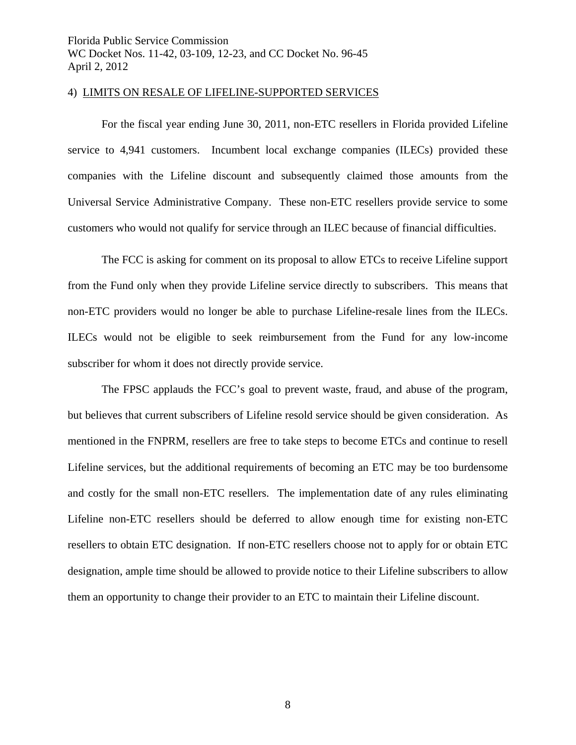4) LIMITS ON RESALE OF LIFELINE-SUPPORTED SERVICES

For the fiscal year ending June 30, 2011, non-ETC resellers in Florida provided Lifeline service to 4,941 customers. Incumbent local exchange companies (ILECs) provided these companies with the Lifeline discount and subsequently claimed those amounts from the Universal Service Administrative Company. These non-ETC resellers provide service to some customers who would not qualify for service through an ILEC because of financial difficulties.

The FCC is asking for comment on its proposal to allow ETCs to receive Lifeline support from the Fund only when they provide Lifeline service directly to subscribers. This means that non-ETC providers would no longer be able to purchase Lifeline-resale lines from the ILECs. ILECs would not be eligible to seek reimbursement from the Fund for any low-income subscriber for whom it does not directly provide service.

The FPSC applauds the FCC's goal to prevent waste, fraud, and abuse of the program, but believes that current subscribers of Lifeline resold service should be given consideration. As mentioned in the FNPRM, resellers are free to take steps to become ETCs and continue to resell Lifeline services, but the additional requirements of becoming an ETC may be too burdensome and costly for the small non-ETC resellers. The implementation date of any rules eliminating Lifeline non-ETC resellers should be deferred to allow enough time for existing non-ETC resellers to obtain ETC designation. If non-ETC resellers choose not to apply for or obtain ETC designation, ample time should be allowed to provide notice to their Lifeline subscribers to allow them an opportunity to change their provider to an ETC to maintain their Lifeline discount.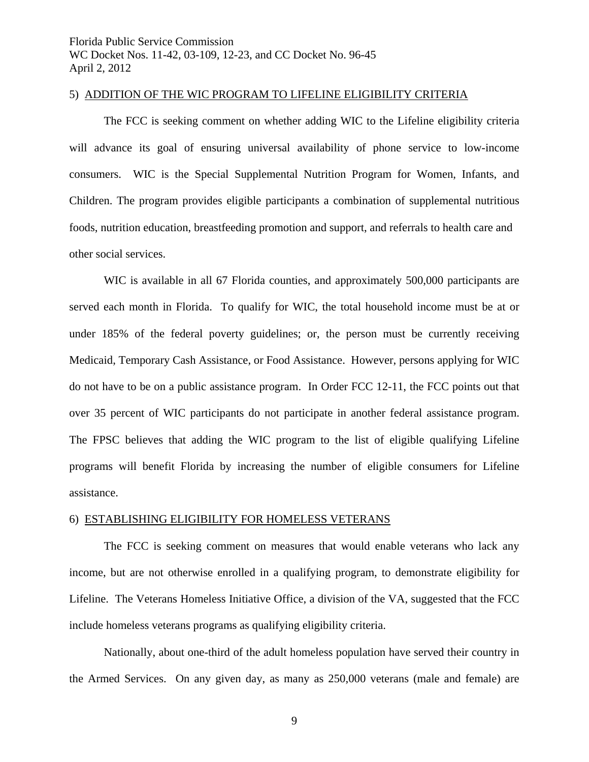5) <u>ADDITION OF THE WIC PROGRAM TO LIFELINE ELIGIBILITY CRITERIA</u>

The FCC is seeking comment on whether adding WIC to the Lifeline eligibility criteria will advance its goal of ensuring universal availability of phone service to low-income consumers. WIC is the Special Supplemental Nutrition Program for Women, Infants, and Children. The program provides eligible participants a combination of supplemental nutritious foods, nutrition education, breastfeeding promotion and support, and referrals to health care and other social services.

WIC is available in all 67 Florida counties, and approximately 500,000 participants are served each month in Florida. To qualify for WIC, the total household income must be at or under 185% of the federal poverty guidelines; or, the person must be currently receiving Medicaid, Temporary Cash Assistance, or Food Assistance. However, persons applying for WIC do not have to be on a public assistance program. In Order FCC 12-11, the FCC points out that over 35 percent of WIC participants do not participate in another federal assistance program. The FPSC believes that adding the WIC program to the list of eligible qualifying Lifeline programs will benefit Florida by increasing the number of eligible consumers for Lifeline assistance.

6) <u>ESTABLISHING ELIGIBILITY FOR HOMELESS VETERANS</u>

The FCC is seeking comment on measures that would enable veterans who lack any income, but are not otherwise enrolled in a qualifying program, to demonstrate eligibility for Lifeline. The Veterans Homeless Initiative Office, a division of the VA, suggested that the FCC include homeless veterans programs as qualifying eligibility criteria.

Nationally, about one-third of the adult homeless population have served their country in the Armed Services. On any given day, as many as 250,000 veterans (male and female) are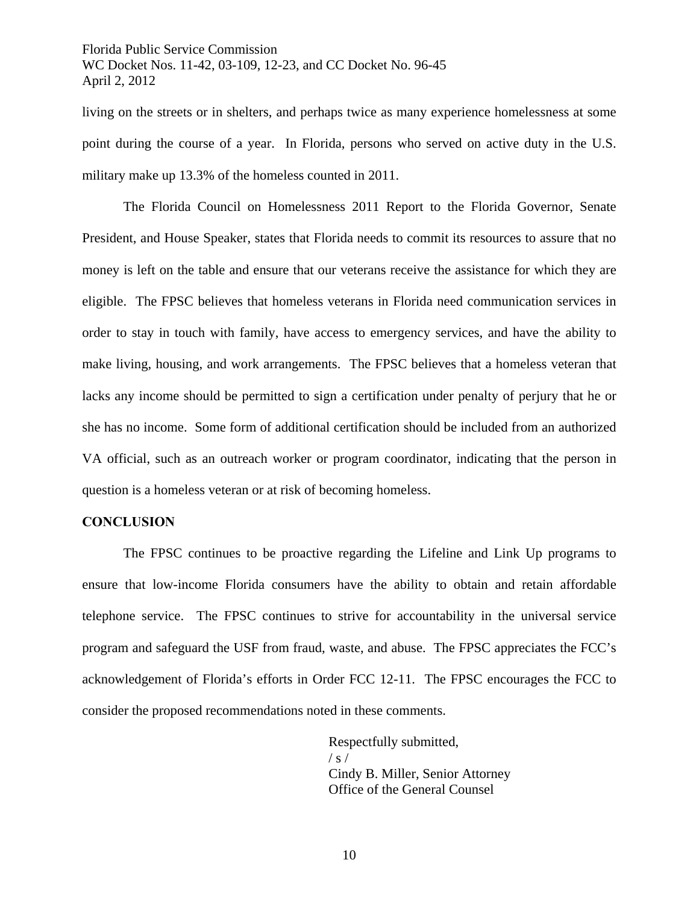living on the streets or in shelters, and perhaps twice as many experience homelessness at some point during the course of a year. In Florida, persons who served on active duty in the U.S. military make up 13.3% of the homeless counted in 2011.

The Florida Council on Homelessness 2011 Report to the Florida Governor, Senate President, and House Speaker, states that Florida needs to commit its resources to assure that no money is left on the table and ensure that our veterans receive the assistance for which they are eligible. The FPSC believes that homeless veterans in Florida need communication services in order to stay in touch with family, have access to emergency services, and have the ability to make living, housing, and work arrangements. The FPSC believes that a homeless veteran that lacks any income should be permitted to sign a certification under penalty of perjury that he or she has no income. Some form of additional certification should be included from an authorized VA official, such as an outreach worker or program coordinator, indicating that the person in question is a homeless veteran or at risk of becoming homeless.

**CONCLUSION**

The FPSC continues to be proactive regarding the Lifeline and Link Up programs to ensure that low-income Florida consumers have the ability to obtain and retain affordable telephone service. The FPSC continues to strive for accountability in the universal service program and safeguard the USF from fraud, waste, and abuse. The FPSC appreciates the FCC's acknowledgement of Florida's efforts in Order FCC 12-11. The FPSC encourages the FCC to consider the proposed recommendations noted in these comments.

Respectfully submitted,
/ s /
Cindy B. Miller, Senior Attorney
Office of the General Counsel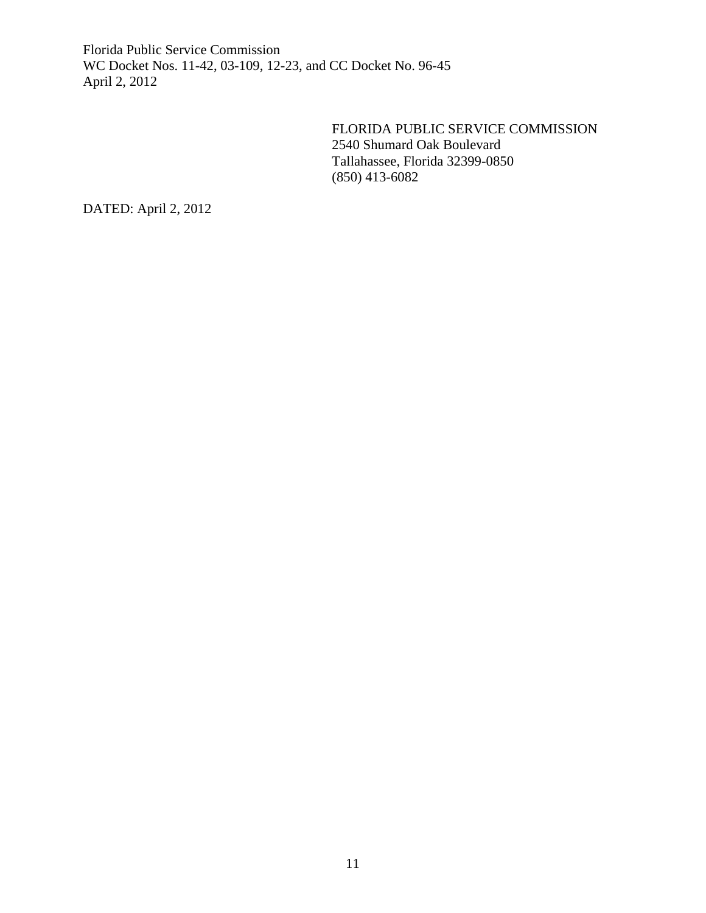FLORIDA PUBLIC SERVICE COMMISSION
2540 Shumard Oak Boulevard
Tallahassee, Florida 32399-0850
(850) 413-6082

DATED: April 2, 2012